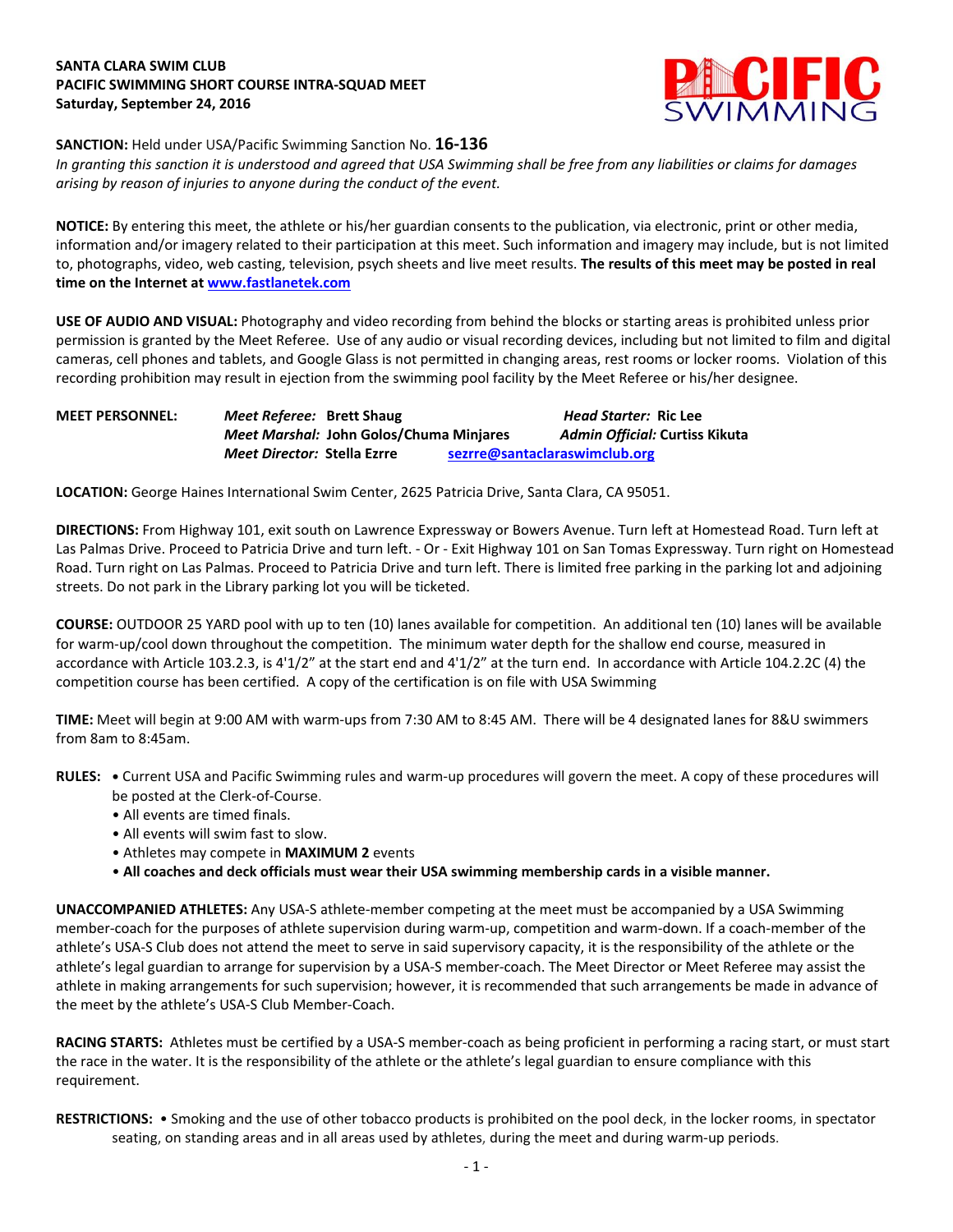**SANTA CLARA SWIM CLUB**
**PACIFIC SWIMMING SHORT COURSE INTRA-SQUAD MEET**
**Saturday, September 24, 2016**

**SANCTION:** Held under USA/Pacific Swimming Sanction No. **16-136**
*In granting this sanction it is understood and agreed that USA Swimming shall be free from any liabilities or claims for damages arising by reason of injuries to anyone during the conduct of the event.*

**NOTICE:** By entering this meet, the athlete or his/her guardian consents to the publication, via electronic, print or other media, information and/or imagery related to their participation at this meet. Such information and imagery may include, but is not limited to, photographs, video, web casting, television, psych sheets and live meet results. **The results of this meet may be posted in real time on the Internet at [www.fastlanetek.com](www.fastlanetek.com)**

**USE OF AUDIO AND VISUAL:** Photography and video recording from behind the blocks or starting areas is prohibited unless prior permission is granted by the Meet Referee. Use of any audio or visual recording devices, including but not limited to film and digital cameras, cell phones and tablets, and Google Glass is not permitted in changing areas, rest rooms or locker rooms. Violation of this recording prohibition may result in ejection from the swimming pool facility by the Meet Referee or his/her designee.

**MEET PERSONNEL:**
*Meet Referee:* **Brett Shaug** — *Head Starter:* **Ric Lee**
*Meet Marshal:* **John Golos/Chuma Minjares** — *Admin Official:* **Curtiss Kikuta**
*Meet Director:* **Stella Ezrre** — [sezrre@santaclaraswimclub.org](mailto:sezrre@santaclaraswimclub.org)

**LOCATION:** George Haines International Swim Center, 2625 Patricia Drive, Santa Clara, CA 95051.

**DIRECTIONS:** From Highway 101, exit south on Lawrence Expressway or Bowers Avenue. Turn left at Homestead Road. Turn left at Las Palmas Drive. Proceed to Patricia Drive and turn left. - Or - Exit Highway 101 on San Tomas Expressway. Turn right on Homestead Road. Turn right on Las Palmas. Proceed to Patricia Drive and turn left. There is limited free parking in the parking lot and adjoining streets. Do not park in the Library parking lot you will be ticketed.

**COURSE:** OUTDOOR 25 YARD pool with up to ten (10) lanes available for competition. An additional ten (10) lanes will be available for warm-up/cool down throughout the competition. The minimum water depth for the shallow end course, measured in accordance with Article 103.2.3, is 4'1/2" at the start end and 4'1/2" at the turn end. In accordance with Article 104.2.2C (4) the competition course has been certified. A copy of the certification is on file with USA Swimming

**TIME:** Meet will begin at 9:00 AM with warm-ups from 7:30 AM to 8:45 AM. There will be 4 designated lanes for 8&U swimmers from 8am to 8:45am.

**RULES:**
- Current USA and Pacific Swimming rules and warm-up procedures will govern the meet. A copy of these procedures will be posted at the Clerk-of-Course.
- All events are timed finals.
- All events will swim fast to slow.
- Athletes may compete in **MAXIMUM 2** events
- **All coaches and deck officials must wear their USA swimming membership cards in a visible manner.**

**UNACCOMPANIED ATHLETES:** Any USA-S athlete-member competing at the meet must be accompanied by a USA Swimming member-coach for the purposes of athlete supervision during warm-up, competition and warm-down. If a coach-member of the athlete's USA-S Club does not attend the meet to serve in said supervisory capacity, it is the responsibility of the athlete or the athlete's legal guardian to arrange for supervision by a USA-S member-coach. The Meet Director or Meet Referee may assist the athlete in making arrangements for such supervision; however, it is recommended that such arrangements be made in advance of the meet by the athlete's USA-S Club Member-Coach.

**RACING STARTS:** Athletes must be certified by a USA-S member-coach as being proficient in performing a racing start, or must start the race in the water. It is the responsibility of the athlete or the athlete's legal guardian to ensure compliance with this requirement.

**RESTRICTIONS:**
- Smoking and the use of other tobacco products is prohibited on the pool deck, in the locker rooms, in spectator seating, on standing areas and in all areas used by athletes, during the meet and during warm-up periods.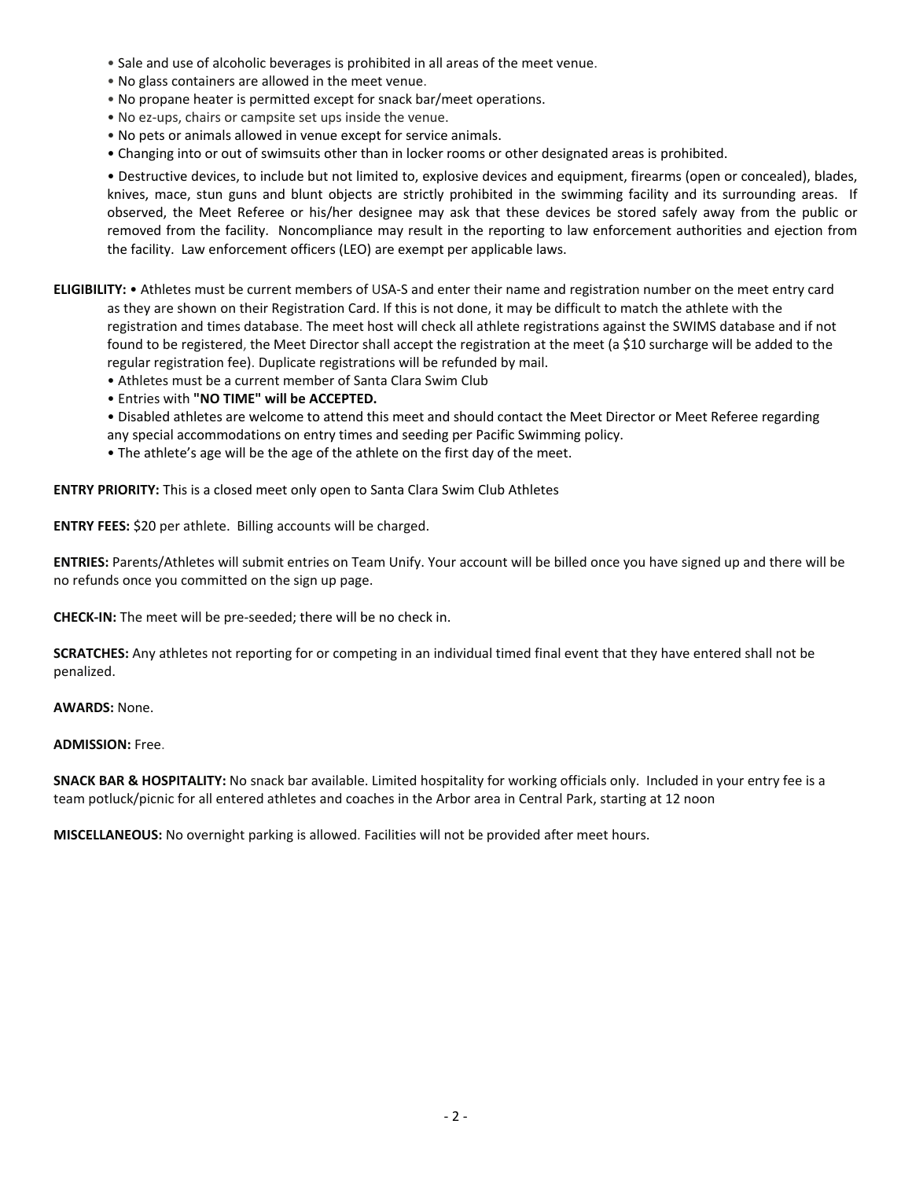- Sale and use of alcoholic beverages is prohibited in all areas of the meet venue.
- No glass containers are allowed in the meet venue.
- No propane heater is permitted except for snack bar/meet operations.
- No ez-ups, chairs or campsite set ups inside the venue.
- No pets or animals allowed in venue except for service animals.
- Changing into or out of swimsuits other than in locker rooms or other designated areas is prohibited.
- Destructive devices, to include but not limited to, explosive devices and equipment, firearms (open or concealed), blades, knives, mace, stun guns and blunt objects are strictly prohibited in the swimming facility and its surrounding areas. If observed, the Meet Referee or his/her designee may ask that these devices be stored safely away from the public or removed from the facility. Noncompliance may result in the reporting to law enforcement authorities and ejection from the facility. Law enforcement officers (LEO) are exempt per applicable laws.

**ELIGIBILITY:** • Athletes must be current members of USA-S and enter their name and registration number on the meet entry card as they are shown on their Registration Card. If this is not done, it may be difficult to match the athlete with the registration and times database. The meet host will check all athlete registrations against the SWIMS database and if not found to be registered, the Meet Director shall accept the registration at the meet (a $10 surcharge will be added to the regular registration fee). Duplicate registrations will be refunded by mail.

- Athletes must be a current member of Santa Clara Swim Club
- Entries with **"NO TIME" will be ACCEPTED.**
- Disabled athletes are welcome to attend this meet and should contact the Meet Director or Meet Referee regarding any special accommodations on entry times and seeding per Pacific Swimming policy.
- The athlete's age will be the age of the athlete on the first day of the meet.

**ENTRY PRIORITY:** This is a closed meet only open to Santa Clara Swim Club Athletes

**ENTRY FEES:** $20 per athlete. Billing accounts will be charged.

**ENTRIES:** Parents/Athletes will submit entries on Team Unify. Your account will be billed once you have signed up and there will be no refunds once you committed on the sign up page.

**CHECK-IN:** The meet will be pre-seeded; there will be no check in.

**SCRATCHES:** Any athletes not reporting for or competing in an individual timed final event that they have entered shall not be penalized.

**AWARDS:** None.

**ADMISSION:** Free.

**SNACK BAR & HOSPITALITY:** No snack bar available. Limited hospitality for working officials only. Included in your entry fee is a team potluck/picnic for all entered athletes and coaches in the Arbor area in Central Park, starting at 12 noon

**MISCELLANEOUS:** No overnight parking is allowed. Facilities will not be provided after meet hours.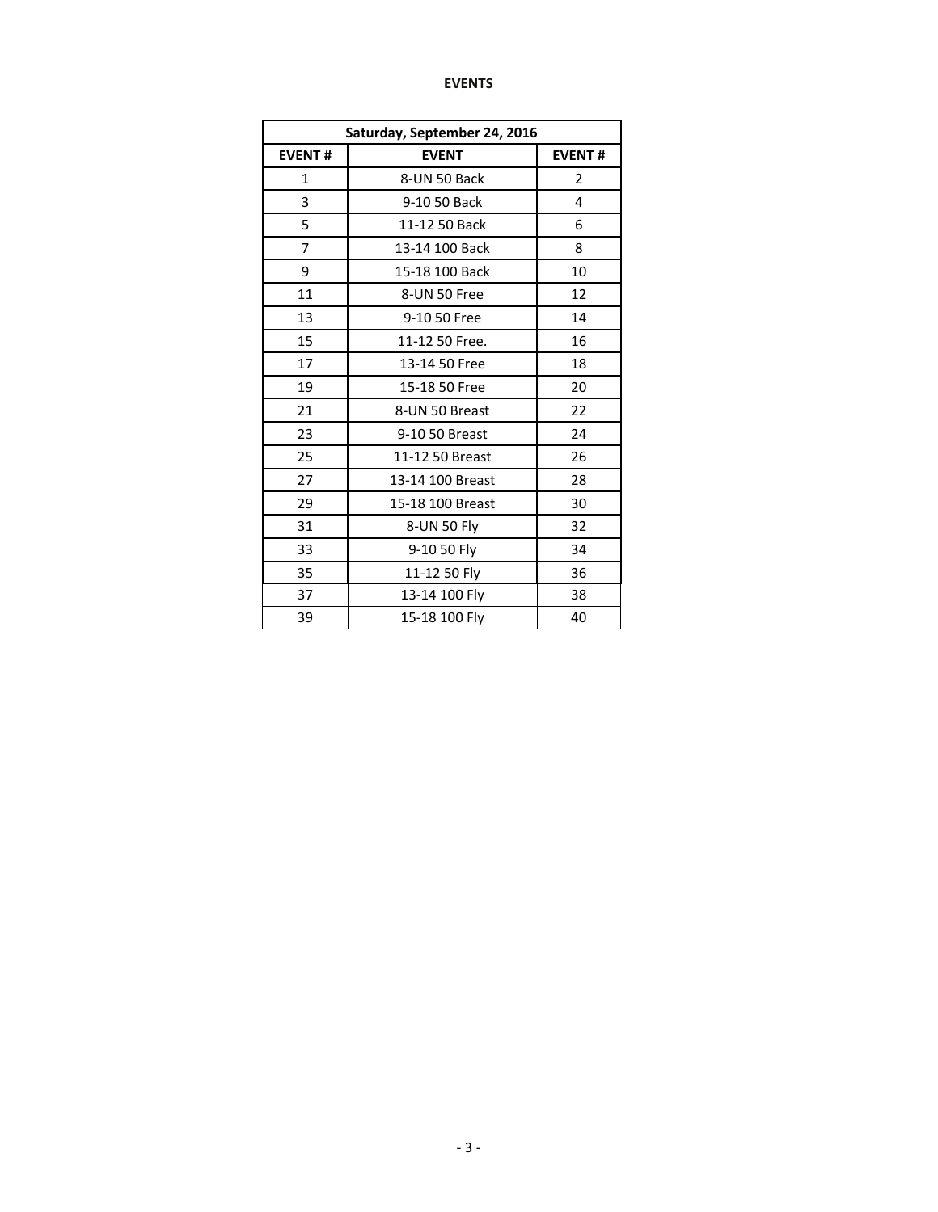**EVENTS**

| Saturday, September 24, 2016 | | |
|---|---|---|
| **EVENT #** | **EVENT** | **EVENT #** |
| 1 | 8-UN 50 Back | 2 |
| 3 | 9-10 50 Back | 4 |
| 5 | 11-12 50 Back | 6 |
| 7 | 13-14 100 Back | 8 |
| 9 | 15-18 100 Back | 10 |
| 11 | 8-UN 50 Free | 12 |
| 13 | 9-10 50 Free | 14 |
| 15 | 11-12 50 Free. | 16 |
| 17 | 13-14 50 Free | 18 |
| 19 | 15-18 50 Free | 20 |
| 21 | 8-UN 50 Breast | 22 |
| 23 | 9-10 50 Breast | 24 |
| 25 | 11-12 50 Breast | 26 |
| 27 | 13-14 100 Breast | 28 |
| 29 | 15-18 100 Breast | 30 |
| 31 | 8-UN 50 Fly | 32 |
| 33 | 9-10 50 Fly | 34 |
| 35 | 11-12 50 Fly | 36 |
| 37 | 13-14 100 Fly | 38 |
| 39 | 15-18 100 Fly | 40 |